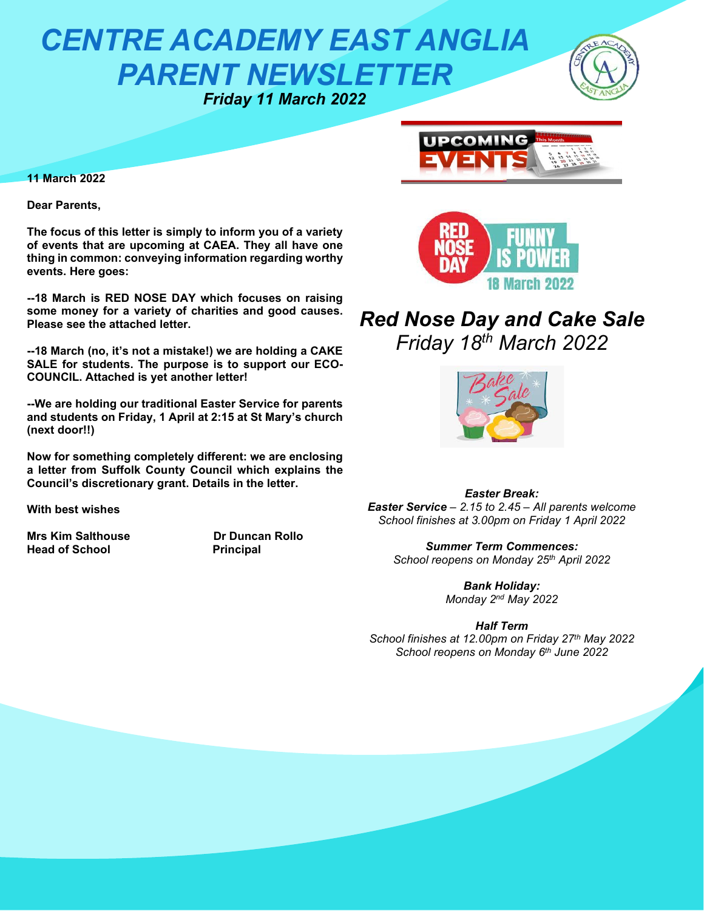# CENTRE ACADEMY EAST ANGLIA PARENT NEWSLETTER

***Friday 11 March 2022***

**11 March 2022**

**Dear Parents,**

**The focus of this letter is simply to inform you of a variety of events that are upcoming at CAEA. They all have one thing in common: conveying information regarding worthy events. Here goes:**

**--18 March is RED NOSE DAY which focuses on raising some money for a variety of charities and good causes. Please see the attached letter.**

**--18 March (no, it's not a mistake!) we are holding a CAKE SALE for students. The purpose is to support our ECO-COUNCIL. Attached is yet another letter!**

**--We are holding our traditional Easter Service for parents and students on Friday, 1 April at 2:15 at St Mary's church (next door!!)**

**Now for something completely different: we are enclosing a letter from Suffolk County Council which explains the Council's discretionary grant. Details in the letter.**

**With best wishes**

**Mrs Kim Salthouse**
**Head of School**

**Dr Duncan Rollo**
**Principal**

## UPCOMING EVENTS

RED NOSE DAY FUNNY IS POWER 18 March 2022

## *Red Nose Day and Cake Sale*

*Friday 18th March 2022*

***Easter Break:***
***Easter Service*** *– 2.15 to 2.45 – All parents welcome*
*School finishes at 3.00pm on Friday 1 April 2022*

***Summer Term Commences:***
*School reopens on Monday 25th April 2022*

***Bank Holiday:***
*Monday 2nd May 2022*

***Half Term***
*School finishes at 12.00pm on Friday 27th May 2022*
*School reopens on Monday 6th June 2022*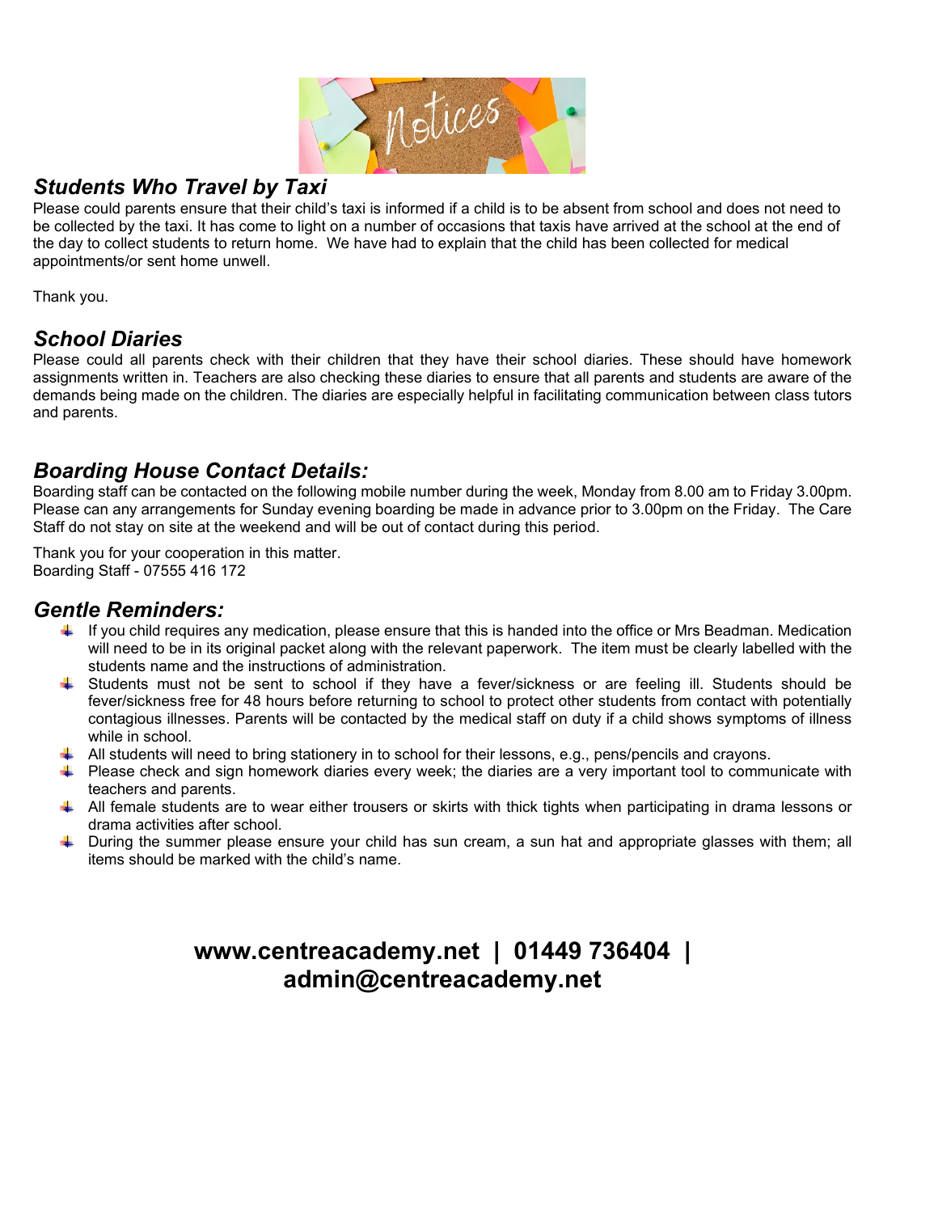## *Students Who Travel by Taxi*

Please could parents ensure that their child's taxi is informed if a child is to be absent from school and does not need to be collected by the taxi. It has come to light on a number of occasions that taxis have arrived at the school at the end of the day to collect students to return home. We have had to explain that the child has been collected for medical appointments/or sent home unwell.

Thank you.

## *School Diaries*

Please could all parents check with their children that they have their school diaries. These should have homework assignments written in. Teachers are also checking these diaries to ensure that all parents and students are aware of the demands being made on the children. The diaries are especially helpful in facilitating communication between class tutors and parents.

## *Boarding House Contact Details:*

Boarding staff can be contacted on the following mobile number during the week, Monday from 8.00 am to Friday 3.00pm. Please can any arrangements for Sunday evening boarding be made in advance prior to 3.00pm on the Friday. The Care Staff do not stay on site at the weekend and will be out of contact during this period.

Thank you for your cooperation in this matter.
Boarding Staff - 07555 416 172

## *Gentle Reminders:*

- If you child requires any medication, please ensure that this is handed into the office or Mrs Beadman. Medication will need to be in its original packet along with the relevant paperwork. The item must be clearly labelled with the students name and the instructions of administration.
- Students must not be sent to school if they have a fever/sickness or are feeling ill. Students should be fever/sickness free for 48 hours before returning to school to protect other students from contact with potentially contagious illnesses. Parents will be contacted by the medical staff on duty if a child shows symptoms of illness while in school.
- All students will need to bring stationery in to school for their lessons, e.g., pens/pencils and crayons.
- Please check and sign homework diaries every week; the diaries are a very important tool to communicate with teachers and parents.
- All female students are to wear either trousers or skirts with thick tights when participating in drama lessons or drama activities after school.
- During the summer please ensure your child has sun cream, a sun hat and appropriate glasses with them; all items should be marked with the child's name.

**www.centreacademy.net | 01449 736404 | admin@centreacademy.net**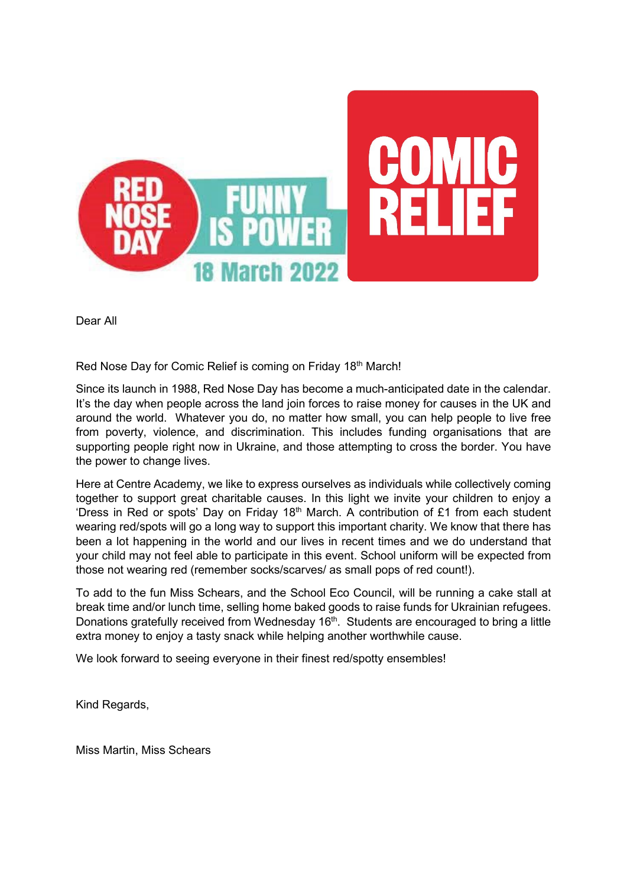RED NOSE DAY FUNNY IS POWER 18 March 2022 COMIC RELIEF

Dear All

Red Nose Day for Comic Relief is coming on Friday 18th March!

Since its launch in 1988, Red Nose Day has become a much-anticipated date in the calendar. It's the day when people across the land join forces to raise money for causes in the UK and around the world. Whatever you do, no matter how small, you can help people to live free from poverty, violence, and discrimination. This includes funding organisations that are supporting people right now in Ukraine, and those attempting to cross the border. You have the power to change lives.

Here at Centre Academy, we like to express ourselves as individuals while collectively coming together to support great charitable causes. In this light we invite your children to enjoy a 'Dress in Red or spots' Day on Friday 18th March. A contribution of £1 from each student wearing red/spots will go a long way to support this important charity. We know that there has been a lot happening in the world and our lives in recent times and we do understand that your child may not feel able to participate in this event. School uniform will be expected from those not wearing red (remember socks/scarves/ as small pops of red count!).

To add to the fun Miss Schears, and the School Eco Council, will be running a cake stall at break time and/or lunch time, selling home baked goods to raise funds for Ukrainian refugees. Donations gratefully received from Wednesday 16th. Students are encouraged to bring a little extra money to enjoy a tasty snack while helping another worthwhile cause.

We look forward to seeing everyone in their finest red/spotty ensembles!

Kind Regards,

Miss Martin, Miss Schears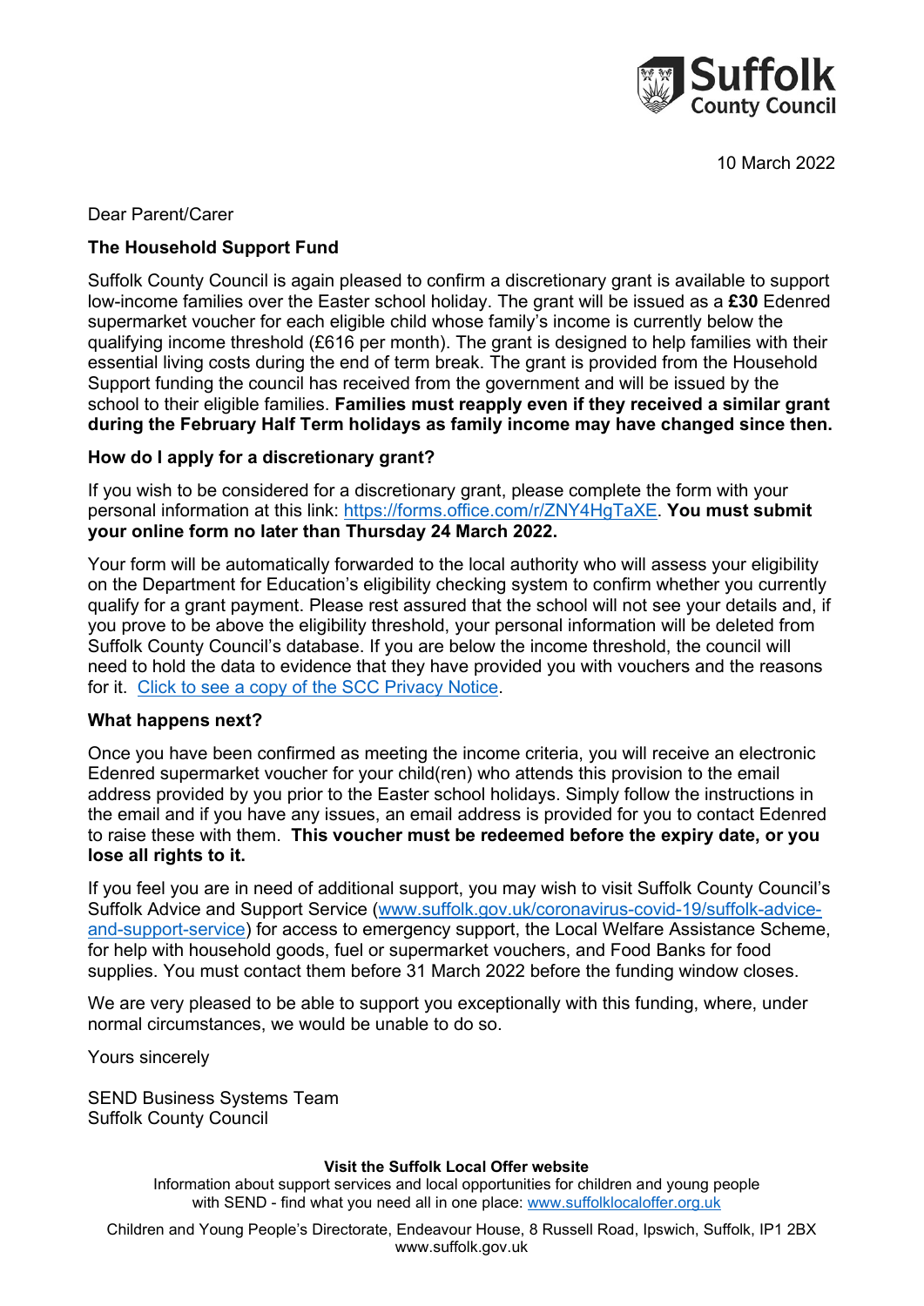Suffolk County Council

10 March 2022

Dear Parent/Carer

**The Household Support Fund**

Suffolk County Council is again pleased to confirm a discretionary grant is available to support low-income families over the Easter school holiday. The grant will be issued as a **£30** Edenred supermarket voucher for each eligible child whose family's income is currently below the qualifying income threshold (£616 per month). The grant is designed to help families with their essential living costs during the end of term break. The grant is provided from the Household Support funding the council has received from the government and will be issued by the school to their eligible families. **Families must reapply even if they received a similar grant during the February Half Term holidays as family income may have changed since then.**

**How do I apply for a discretionary grant?**

If you wish to be considered for a discretionary grant, please complete the form with your personal information at this link: [https://forms.office.com/r/ZNY4HgTaXE](https://forms.office.com/r/ZNY4HgTaXE). **You must submit your online form no later than Thursday 24 March 2022.**

Your form will be automatically forwarded to the local authority who will assess your eligibility on the Department for Education's eligibility checking system to confirm whether you currently qualify for a grant payment. Please rest assured that the school will not see your details and, if you prove to be above the eligibility threshold, your personal information will be deleted from Suffolk County Council's database. If you are below the income threshold, the council will need to hold the data to evidence that they have provided you with vouchers and the reasons for it. Click to see a copy of the SCC Privacy Notice.

**What happens next?**

Once you have been confirmed as meeting the income criteria, you will receive an electronic Edenred supermarket voucher for your child(ren) who attends this provision to the email address provided by you prior to the Easter school holidays. Simply follow the instructions in the email and if you have any issues, an email address is provided for you to contact Edenred to raise these with them. **This voucher must be redeemed before the expiry date, or you lose all rights to it.**

If you feel you are in need of additional support, you may wish to visit Suffolk County Council's Suffolk Advice and Support Service ([www.suffolk.gov.uk/coronavirus-covid-19/suffolk-advice-and-support-service](http://www.suffolk.gov.uk/coronavirus-covid-19/suffolk-advice-and-support-service)) for access to emergency support, the Local Welfare Assistance Scheme, for help with household goods, fuel or supermarket vouchers, and Food Banks for food supplies. You must contact them before 31 March 2022 before the funding window closes.

We are very pleased to be able to support you exceptionally with this funding, where, under normal circumstances, we would be unable to do so.

Yours sincerely

SEND Business Systems Team
Suffolk County Council

**Visit the Suffolk Local Offer website**
Information about support services and local opportunities for children and young people with SEND - find what you need all in one place: [www.suffolklocaloffer.org.uk](http://www.suffolklocaloffer.org.uk)

Children and Young People's Directorate, Endeavour House, 8 Russell Road, Ipswich, Suffolk, IP1 2BX
www.suffolk.gov.uk